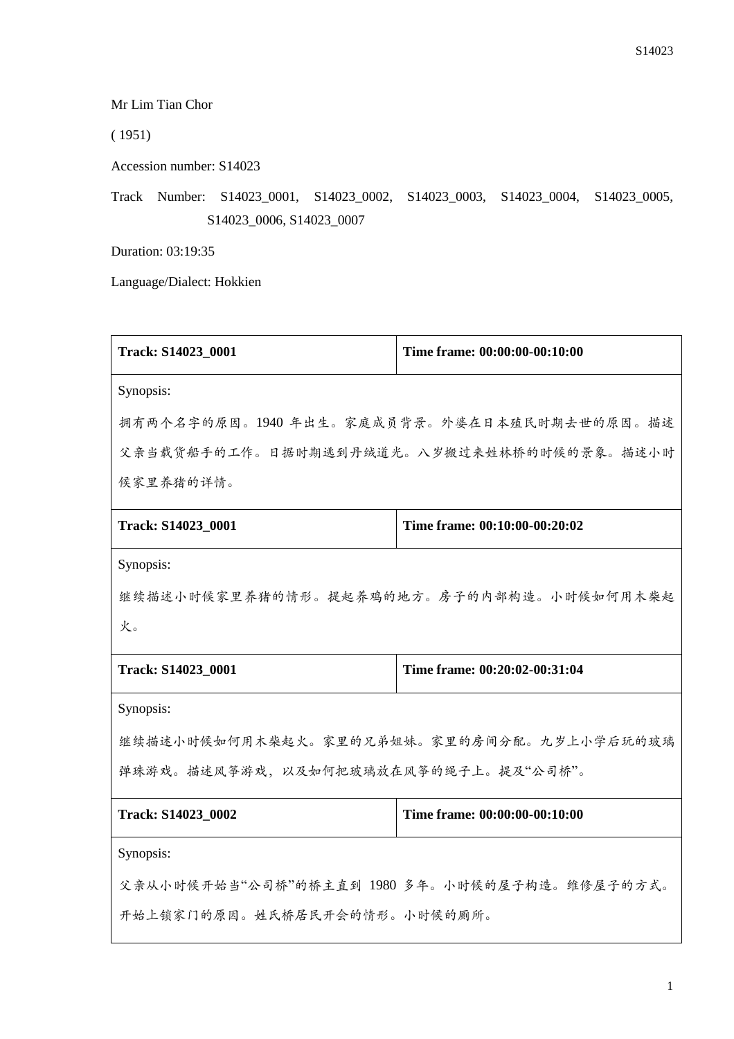Mr Lim Tian Chor

( 1951)

Accession number: S14023

Track Number: S14023_0001, S14023_0002, S14023_0003, S14023_0004, S14023_0005, S14023_0006, S14023_0007

Duration: 03:19:35

Language/Dialect: Hokkien

| **Track: S14023_0001** | **Time frame: 00:00:00-00:10:00** |
|---|---|
| Synopsis:<br>拥有两个名字的原因。1940 年出生。家庭成员背景。外婆在日本殖民时期去世的原因。描述父亲当载货船手的工作。日据时期逃到丹绒道光。八岁搬过来姓林桥的时候的景象。描述小时候家里养猪的详情。 | |
| **Track: S14023_0001** | **Time frame: 00:10:00-00:20:02** |
| Synopsis:<br>继续描述小时候家里养猪的情形。提起养鸡的地方。房子的内部构造。小时候如何用木柴起火。 | |
| **Track: S14023_0001** | **Time frame: 00:20:02-00:31:04** |
| Synopsis:<br>继续描述小时候如何用木柴起火。家里的兄弟姐妹。家里的房间分配。九岁上小学后玩的玻璃弹珠游戏。描述风筝游戏，以及如何把玻璃放在风筝的绳子上。提及"公司桥"。 | |
| **Track: S14023_0002** | **Time frame: 00:00:00-00:10:00** |
| Synopsis:<br>父亲从小时候开始当"公司桥"的桥主直到 1980 多年。小时候的屋子构造。维修屋子的方式。开始上锁家门的原因。姓氏桥居民开会的情形。小时候的厕所。 | |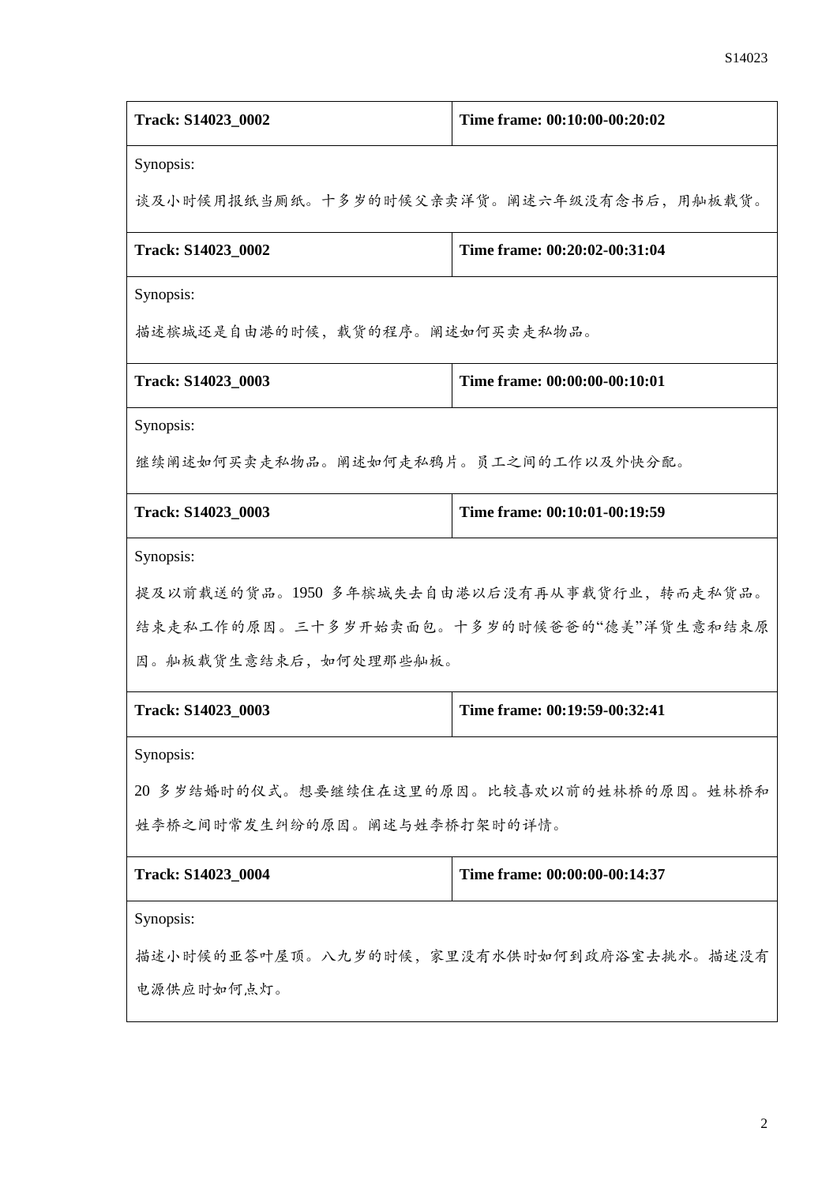| Track: S14023_0002 | Time frame: 00:10:00-00:20:02 |
| --- | --- |
| Synopsis:<br>谈及小时候用报纸当厕纸。十多岁的时候父亲卖洋货。阐述六年级没有念书后，用舢板载货。 | |
| **Track: S14023_0002** | **Time frame: 00:20:02-00:31:04** |
| Synopsis:<br>描述槟城还是自由港的时候，载货的程序。阐述如何买卖走私物品。 | |
| **Track: S14023_0003** | **Time frame: 00:00:00-00:10:01** |
| Synopsis:<br>继续阐述如何买卖走私物品。阐述如何走私鸦片。员工之间的工作以及外快分配。 | |
| **Track: S14023_0003** | **Time frame: 00:10:01-00:19:59** |
| Synopsis:<br>提及以前载送的货品。1950 多年槟城失去自由港以后没有再从事载货行业，转而走私货品。结束走私工作的原因。三十多岁开始卖面包。十多岁的时候爸爸的“德美”洋货生意和结束原因。舢板载货生意结束后，如何处理那些舢板。 | |
| **Track: S14023_0003** | **Time frame: 00:19:59-00:32:41** |
| Synopsis:<br>20 多岁结婚时的仪式。想要继续住在这里的原因。比较喜欢以前的姓林桥的原因。姓林桥和姓李桥之间时常发生纠纷的原因。阐述与姓李桥打架时的详情。 | |
| **Track: S14023_0004** | **Time frame: 00:00:00-00:14:37** |
| Synopsis:<br>描述小时候的亚答叶屋顶。八九岁的时候，家里没有水供时如何到政府浴室去挑水。描述没有电源供应时如何点灯。 | |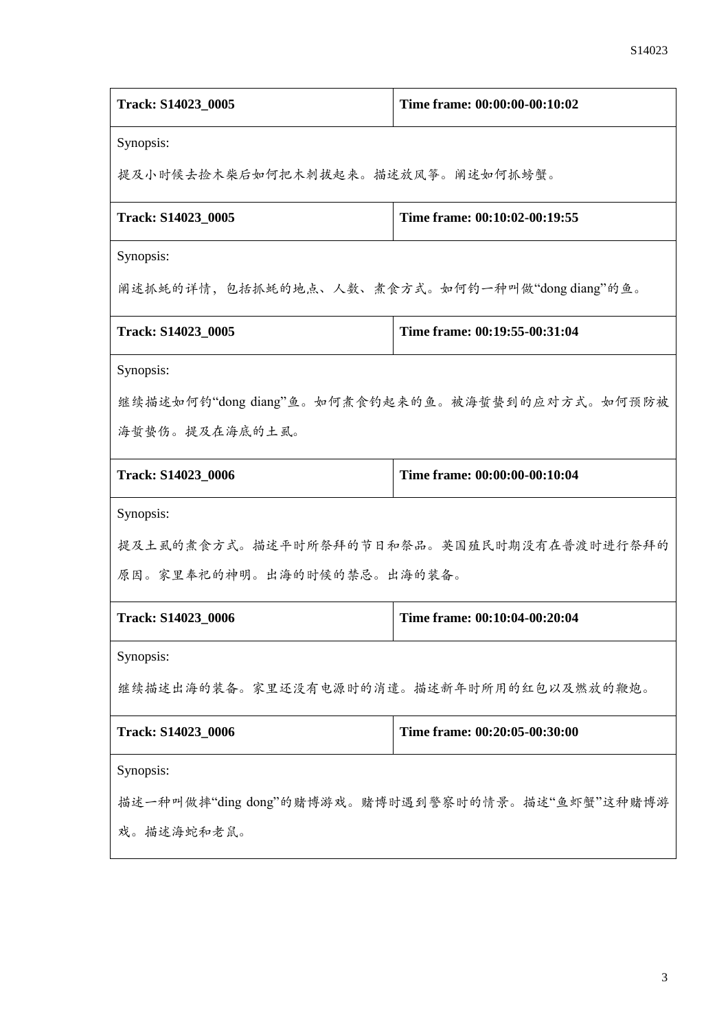| Track: S14023_0005 | Time frame: 00:00:00-00:10:02 |
| --- | --- |
| Synopsis: 提及小时候去捡木柴后如何把木刺拔起来。描述放风筝。阐述如何抓螃蟹。 | |
| **Track: S14023_0005** | **Time frame: 00:10:02-00:19:55** |
| Synopsis: 阐述抓蚝的详情，包括抓蚝的地点、人数、煮食方式。如何钓一种叫做“dong diang”的鱼。 | |
| **Track: S14023_0005** | **Time frame: 00:19:55-00:31:04** |
| Synopsis: 继续描述如何钓“dong diang”鱼。如何煮食钓起来的鱼。被海蜇蛰到的应对方式。如何预防被海蜇蛰伤。提及在海底的土虱。 | |
| **Track: S14023_0006** | **Time frame: 00:00:00-00:10:04** |
| Synopsis: 提及土虱的煮食方式。描述平时所祭拜的节日和祭品。英国殖民时期没有在普渡时进行祭拜的原因。家里奉祀的神明。出海的时候的禁忌。出海的装备。 | |
| **Track: S14023_0006** | **Time frame: 00:10:04-00:20:04** |
| Synopsis: 继续描述出海的装备。家里还没有电源时的消遣。描述新年时所用的红包以及燃放的鞭炮。 | |
| **Track: S14023_0006** | **Time frame: 00:20:05-00:30:00** |
| Synopsis: 描述一种叫做摔“ding dong”的赌博游戏。赌博时遇到警察时的情景。描述“鱼虾蟹”这种赌博游戏。描述海蛇和老鼠。 | |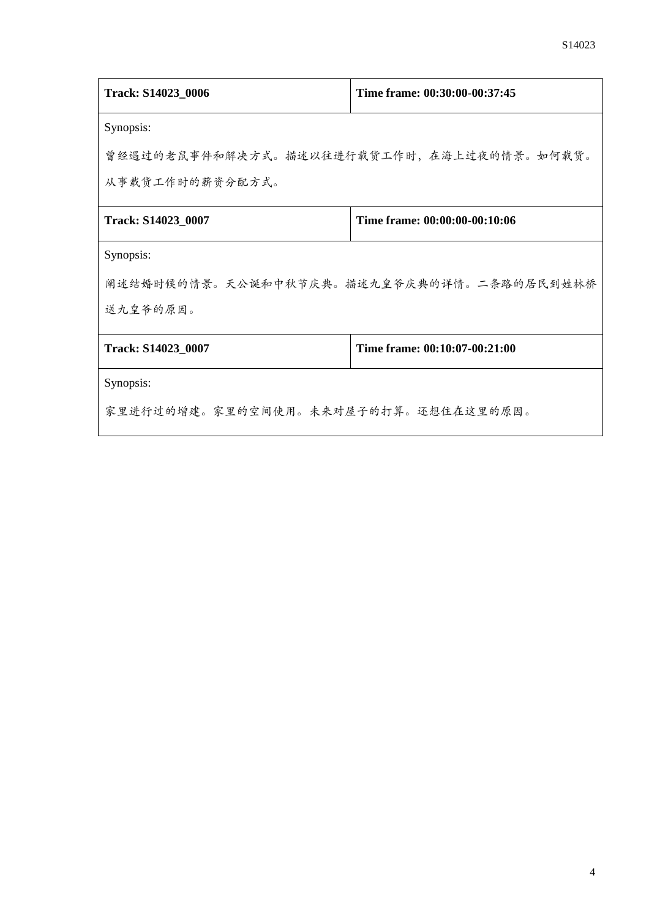| Track: S14023_0006 | Time frame: 00:30:00-00:37:45 |
| --- | --- |
| Synopsis:<br>曾经遇过的老鼠事件和解决方式。描述以往进行载货工作时，在海上过夜的情景。如何载货。从事载货工作时的薪资分配方式。 | |

| Track: S14023_0007 | Time frame: 00:00:00-00:10:06 |
| --- | --- |
| Synopsis:<br>阐述结婚时候的情景。天公诞和中秋节庆典。描述九皇爷庆典的详情。二条路的居民到姓林桥送九皇爷的原因。 | |

| Track: S14023_0007 | Time frame: 00:10:07-00:21:00 |
| --- | --- |
| Synopsis:<br>家里进行过的增建。家里的空间使用。未来对屋子的打算。还想住在这里的原因。 | |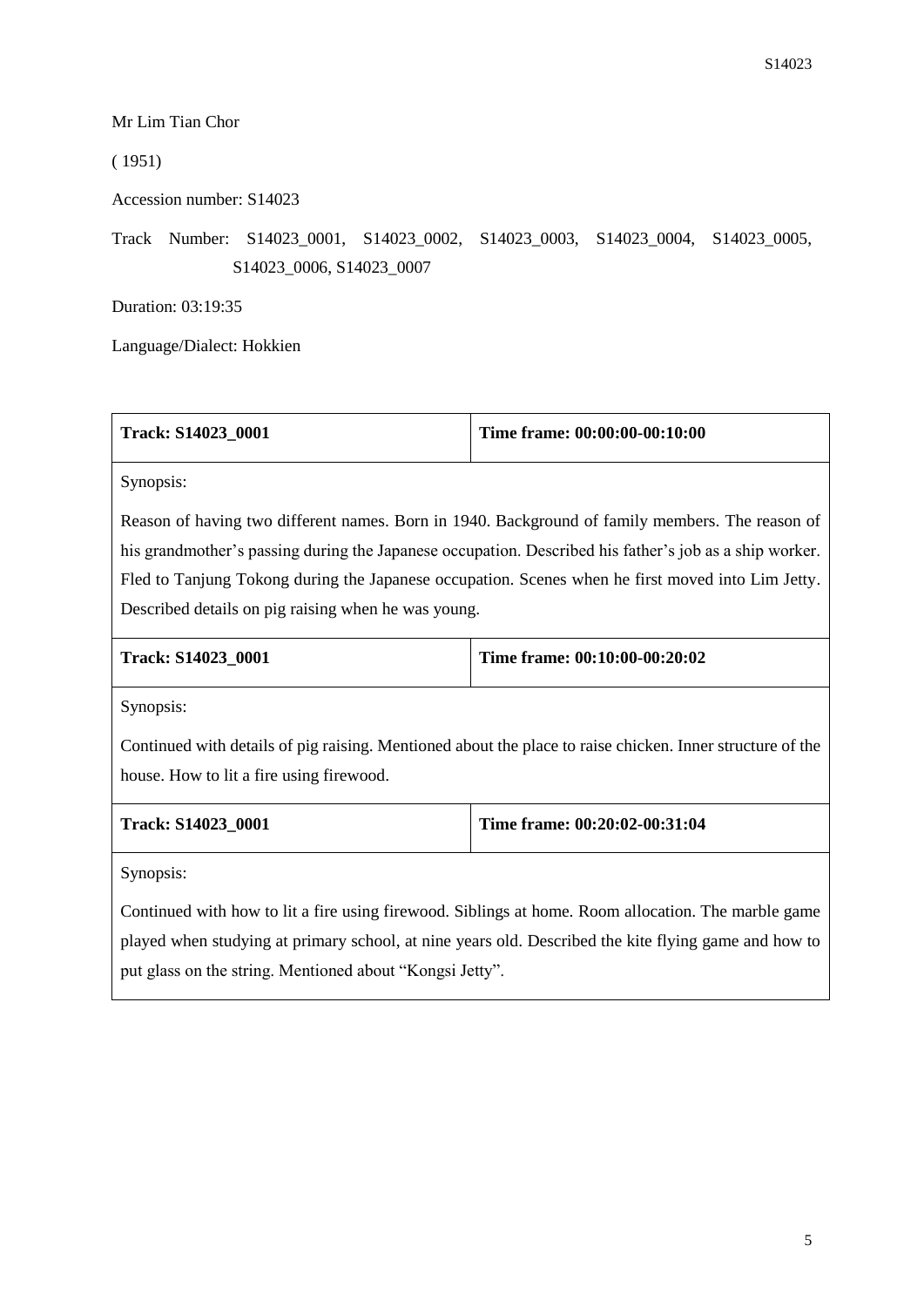Mr Lim Tian Chor

( 1951)

Accession number: S14023

Track Number: S14023_0001, S14023_0002, S14023_0003, S14023_0004, S14023_0005, S14023_0006, S14023_0007

Duration: 03:19:35

Language/Dialect: Hokkien

| **Track: S14023_0001** | **Time frame: 00:00:00-00:10:00** |
|---|---|
| Synopsis:<br><br>Reason of having two different names. Born in 1940. Background of family members. The reason of his grandmother's passing during the Japanese occupation. Described his father's job as a ship worker. Fled to Tanjung Tokong during the Japanese occupation. Scenes when he first moved into Lim Jetty. Described details on pig raising when he was young. | |
| **Track: S14023_0001** | **Time frame: 00:10:00-00:20:02** |
| Synopsis:<br><br>Continued with details of pig raising. Mentioned about the place to raise chicken. Inner structure of the house. How to lit a fire using firewood. | |
| **Track: S14023_0001** | **Time frame: 00:20:02-00:31:04** |
| Synopsis:<br><br>Continued with how to lit a fire using firewood. Siblings at home. Room allocation. The marble game played when studying at primary school, at nine years old. Described the kite flying game and how to put glass on the string. Mentioned about "Kongsi Jetty". | |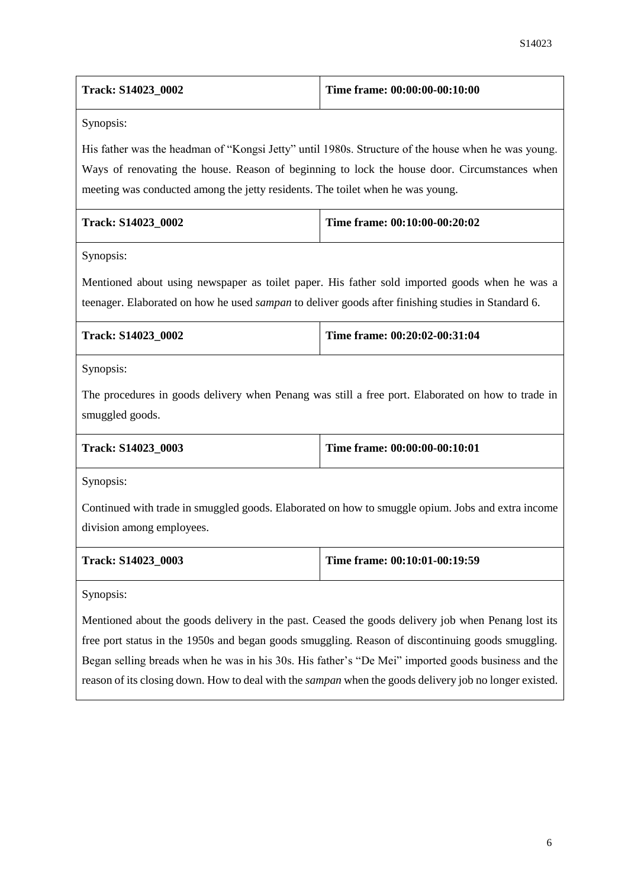| Track: S14023_0002 | Time frame: 00:00:00-00:10:00 |
|---|---|

Synopsis:

His father was the headman of "Kongsi Jetty" until 1980s. Structure of the house when he was young. Ways of renovating the house. Reason of beginning to lock the house door. Circumstances when meeting was conducted among the jetty residents. The toilet when he was young.

| Track: S14023_0002 | Time frame: 00:10:00-00:20:02 |
|---|---|

Synopsis:

Mentioned about using newspaper as toilet paper. His father sold imported goods when he was a teenager. Elaborated on how he used *sampan* to deliver goods after finishing studies in Standard 6.

| Track: S14023_0002 | Time frame: 00:20:02-00:31:04 |
|---|---|

Synopsis:

The procedures in goods delivery when Penang was still a free port. Elaborated on how to trade in smuggled goods.

| Track: S14023_0003 | Time frame: 00:00:00-00:10:01 |
|---|---|

Synopsis:

Continued with trade in smuggled goods. Elaborated on how to smuggle opium. Jobs and extra income division among employees.

| Track: S14023_0003 | Time frame: 00:10:01-00:19:59 |
|---|---|

Synopsis:

Mentioned about the goods delivery in the past. Ceased the goods delivery job when Penang lost its free port status in the 1950s and began goods smuggling. Reason of discontinuing goods smuggling. Began selling breads when he was in his 30s. His father's "De Mei" imported goods business and the reason of its closing down. How to deal with the *sampan* when the goods delivery job no longer existed.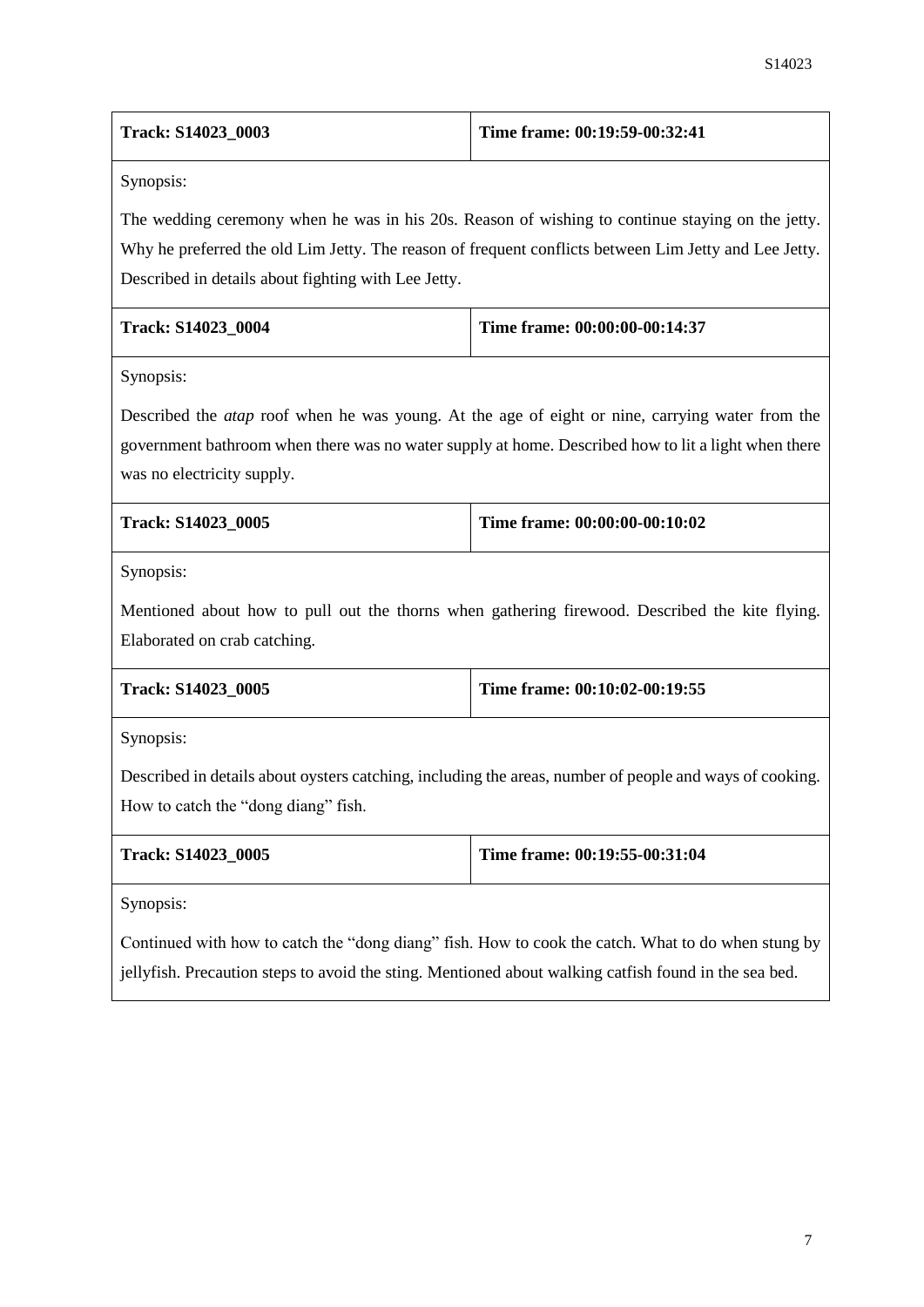| Track: S14023_0003 | Time frame: 00:19:59-00:32:41 |
|---|---|

Synopsis:

The wedding ceremony when he was in his 20s. Reason of wishing to continue staying on the jetty. Why he preferred the old Lim Jetty. The reason of frequent conflicts between Lim Jetty and Lee Jetty. Described in details about fighting with Lee Jetty.

| Track: S14023_0004 | Time frame: 00:00:00-00:14:37 |
|---|---|

Synopsis:

Described the *atap* roof when he was young. At the age of eight or nine, carrying water from the government bathroom when there was no water supply at home. Described how to lit a light when there was no electricity supply.

| Track: S14023_0005 | Time frame: 00:00:00-00:10:02 |
|---|---|

Synopsis:

Mentioned about how to pull out the thorns when gathering firewood. Described the kite flying. Elaborated on crab catching.

| Track: S14023_0005 | Time frame: 00:10:02-00:19:55 |
|---|---|

Synopsis:

Described in details about oysters catching, including the areas, number of people and ways of cooking. How to catch the "dong diang" fish.

| Track: S14023_0005 | Time frame: 00:19:55-00:31:04 |
|---|---|

Synopsis:

Continued with how to catch the "dong diang" fish. How to cook the catch. What to do when stung by jellyfish. Precaution steps to avoid the sting. Mentioned about walking catfish found in the sea bed.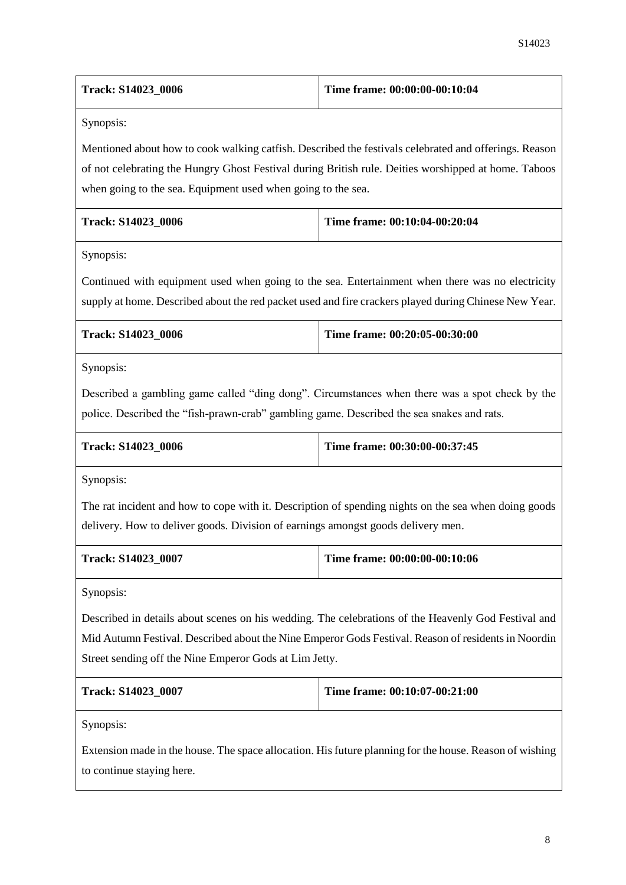| Track: S14023_0006 | Time frame: 00:00:00-00:10:04 |
| --- | --- |

Synopsis:

Mentioned about how to cook walking catfish. Described the festivals celebrated and offerings. Reason of not celebrating the Hungry Ghost Festival during British rule. Deities worshipped at home. Taboos when going to the sea. Equipment used when going to the sea.

| Track: S14023_0006 | Time frame: 00:10:04-00:20:04 |
| --- | --- |

Synopsis:

Continued with equipment used when going to the sea. Entertainment when there was no electricity supply at home. Described about the red packet used and fire crackers played during Chinese New Year.

| Track: S14023_0006 | Time frame: 00:20:05-00:30:00 |
| --- | --- |

Synopsis:

Described a gambling game called "ding dong". Circumstances when there was a spot check by the police. Described the "fish-prawn-crab" gambling game. Described the sea snakes and rats.

| Track: S14023_0006 | Time frame: 00:30:00-00:37:45 |
| --- | --- |

Synopsis:

The rat incident and how to cope with it. Description of spending nights on the sea when doing goods delivery. How to deliver goods. Division of earnings amongst goods delivery men.

| Track: S14023_0007 | Time frame: 00:00:00-00:10:06 |
| --- | --- |

Synopsis:

Described in details about scenes on his wedding. The celebrations of the Heavenly God Festival and Mid Autumn Festival. Described about the Nine Emperor Gods Festival. Reason of residents in Noordin Street sending off the Nine Emperor Gods at Lim Jetty.

| Track: S14023_0007 | Time frame: 00:10:07-00:21:00 |
| --- | --- |

Synopsis:

Extension made in the house. The space allocation. His future planning for the house. Reason of wishing to continue staying here.